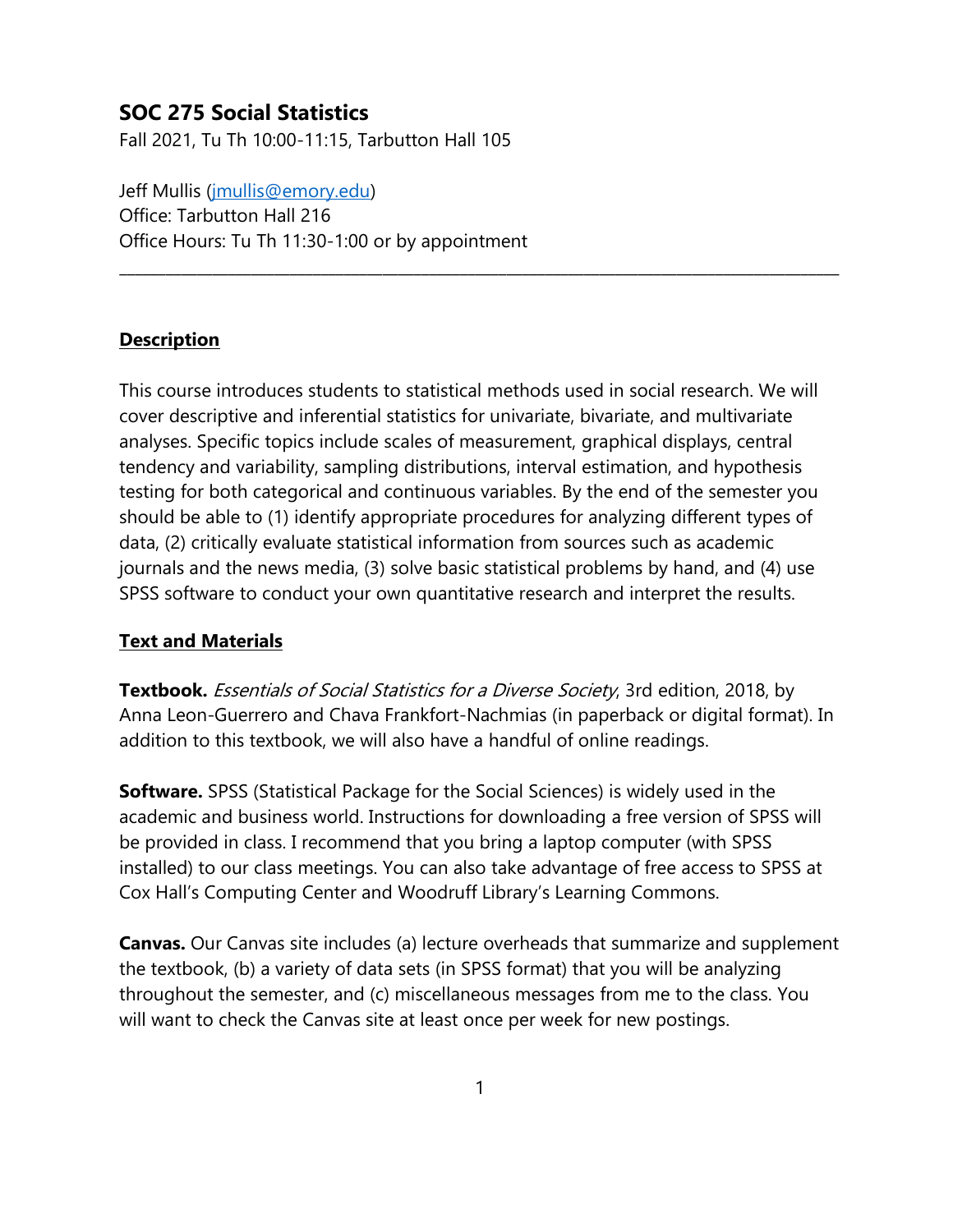# SOC 275 Social Statistics

Fall 2021, Tu Th 10:00-11:15, Tarbutton Hall 105

Jeff Mullis (jmullis@emory.edu)
Office: Tarbutton Hall 216
Office Hours: Tu Th 11:30-1:00 or by appointment

---

## Description

This course introduces students to statistical methods used in social research. We will cover descriptive and inferential statistics for univariate, bivariate, and multivariate analyses. Specific topics include scales of measurement, graphical displays, central tendency and variability, sampling distributions, interval estimation, and hypothesis testing for both categorical and continuous variables. By the end of the semester you should be able to (1) identify appropriate procedures for analyzing different types of data, (2) critically evaluate statistical information from sources such as academic journals and the news media, (3) solve basic statistical problems by hand, and (4) use SPSS software to conduct your own quantitative research and interpret the results.

## Text and Materials

**Textbook.** *Essentials of Social Statistics for a Diverse Society*, 3rd edition, 2018, by Anna Leon-Guerrero and Chava Frankfort-Nachmias (in paperback or digital format). In addition to this textbook, we will also have a handful of online readings.

**Software.** SPSS (Statistical Package for the Social Sciences) is widely used in the academic and business world. Instructions for downloading a free version of SPSS will be provided in class. I recommend that you bring a laptop computer (with SPSS installed) to our class meetings. You can also take advantage of free access to SPSS at Cox Hall's Computing Center and Woodruff Library's Learning Commons.

**Canvas.** Our Canvas site includes (a) lecture overheads that summarize and supplement the textbook, (b) a variety of data sets (in SPSS format) that you will be analyzing throughout the semester, and (c) miscellaneous messages from me to the class. You will want to check the Canvas site at least once per week for new postings.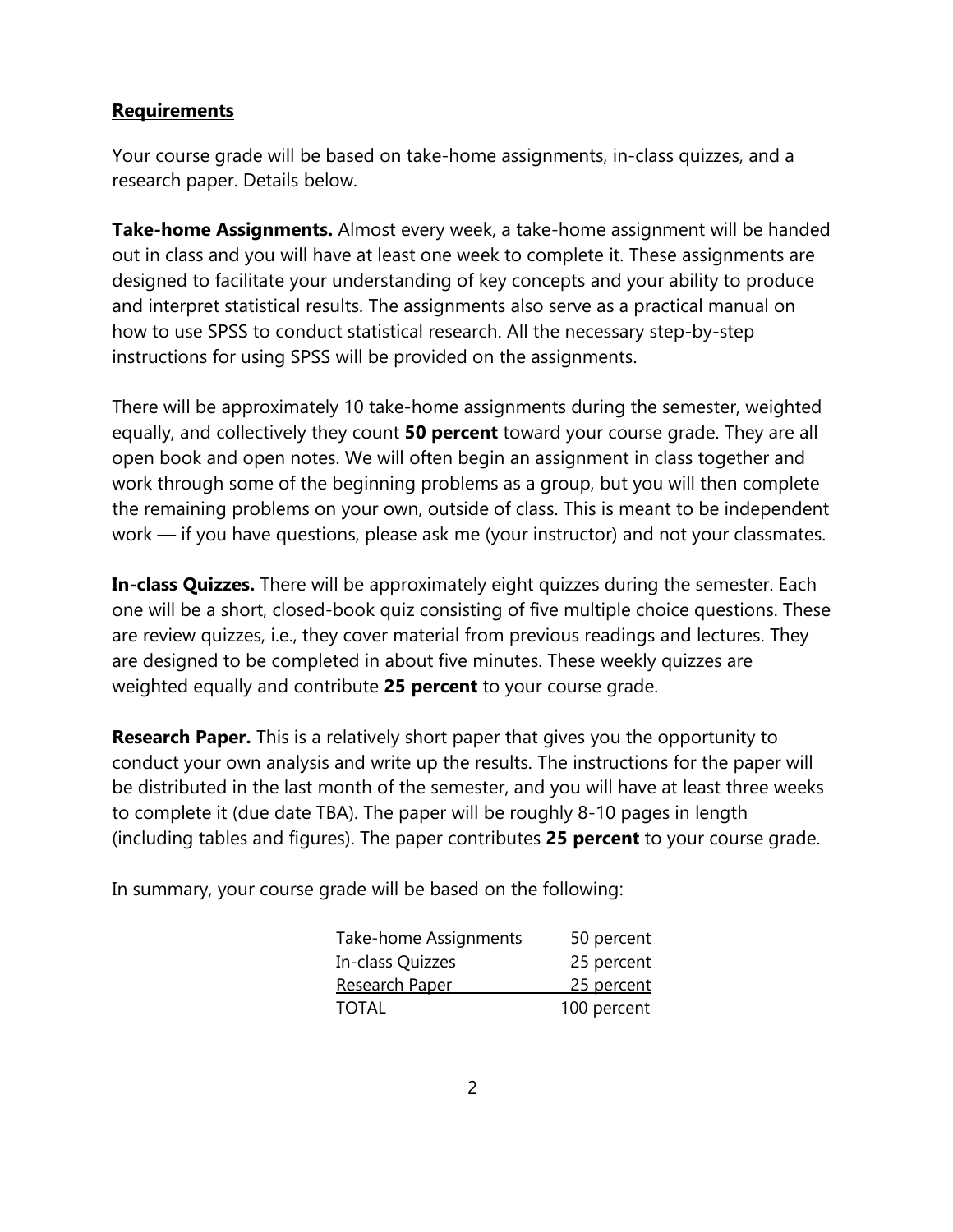## Requirements

Your course grade will be based on take-home assignments, in-class quizzes, and a research paper. Details below.

**Take-home Assignments.** Almost every week, a take-home assignment will be handed out in class and you will have at least one week to complete it. These assignments are designed to facilitate your understanding of key concepts and your ability to produce and interpret statistical results. The assignments also serve as a practical manual on how to use SPSS to conduct statistical research. All the necessary step-by-step instructions for using SPSS will be provided on the assignments.

There will be approximately 10 take-home assignments during the semester, weighted equally, and collectively they count **50 percent** toward your course grade. They are all open book and open notes. We will often begin an assignment in class together and work through some of the beginning problems as a group, but you will then complete the remaining problems on your own, outside of class. This is meant to be independent work — if you have questions, please ask me (your instructor) and not your classmates.

**In-class Quizzes.** There will be approximately eight quizzes during the semester. Each one will be a short, closed-book quiz consisting of five multiple choice questions. These are review quizzes, i.e., they cover material from previous readings and lectures. They are designed to be completed in about five minutes. These weekly quizzes are weighted equally and contribute **25 percent** to your course grade.

**Research Paper.** This is a relatively short paper that gives you the opportunity to conduct your own analysis and write up the results. The instructions for the paper will be distributed in the last month of the semester, and you will have at least three weeks to complete it (due date TBA). The paper will be roughly 8-10 pages in length (including tables and figures). The paper contributes **25 percent** to your course grade.

In summary, your course grade will be based on the following:

| Component | Weight |
| --- | --- |
| Take-home Assignments | 50 percent |
| In-class Quizzes | 25 percent |
| Research Paper | 25 percent |
| TOTAL | 100 percent |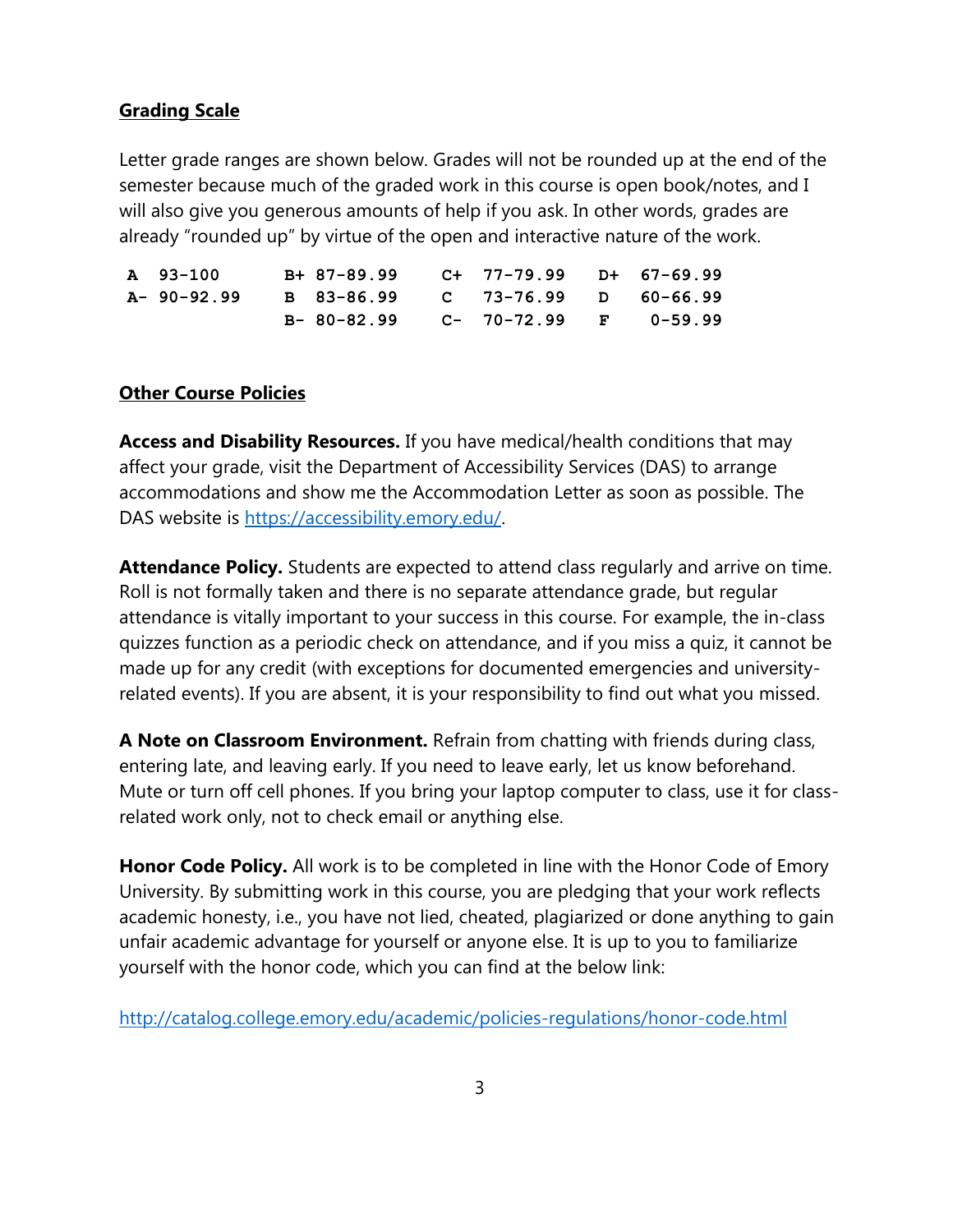**Grading Scale**

Letter grade ranges are shown below. Grades will not be rounded up at the end of the semester because much of the graded work in this course is open book/notes, and I will also give you generous amounts of help if you ask. In other words, grades are already "rounded up" by virtue of the open and interactive nature of the work.

| | | | |
|---|---|---|---|
| A 93-100 | B+ 87-89.99 | C+ 77-79.99 | D+ 67-69.99 |
| A- 90-92.99 | B 83-86.99 | C 73-76.99 | D 60-66.99 |
| | B- 80-82.99 | C- 70-72.99 | F 0-59.99 |

**Other Course Policies**

**Access and Disability Resources.** If you have medical/health conditions that may affect your grade, visit the Department of Accessibility Services (DAS) to arrange accommodations and show me the Accommodation Letter as soon as possible. The DAS website is https://accessibility.emory.edu/.

**Attendance Policy.** Students are expected to attend class regularly and arrive on time. Roll is not formally taken and there is no separate attendance grade, but regular attendance is vitally important to your success in this course. For example, the in-class quizzes function as a periodic check on attendance, and if you miss a quiz, it cannot be made up for any credit (with exceptions for documented emergencies and university-related events). If you are absent, it is your responsibility to find out what you missed.

**A Note on Classroom Environment.** Refrain from chatting with friends during class, entering late, and leaving early. If you need to leave early, let us know beforehand. Mute or turn off cell phones. If you bring your laptop computer to class, use it for class-related work only, not to check email or anything else.

**Honor Code Policy.** All work is to be completed in line with the Honor Code of Emory University. By submitting work in this course, you are pledging that your work reflects academic honesty, i.e., you have not lied, cheated, plagiarized or done anything to gain unfair academic advantage for yourself or anyone else. It is up to you to familiarize yourself with the honor code, which you can find at the below link:

http://catalog.college.emory.edu/academic/policies-regulations/honor-code.html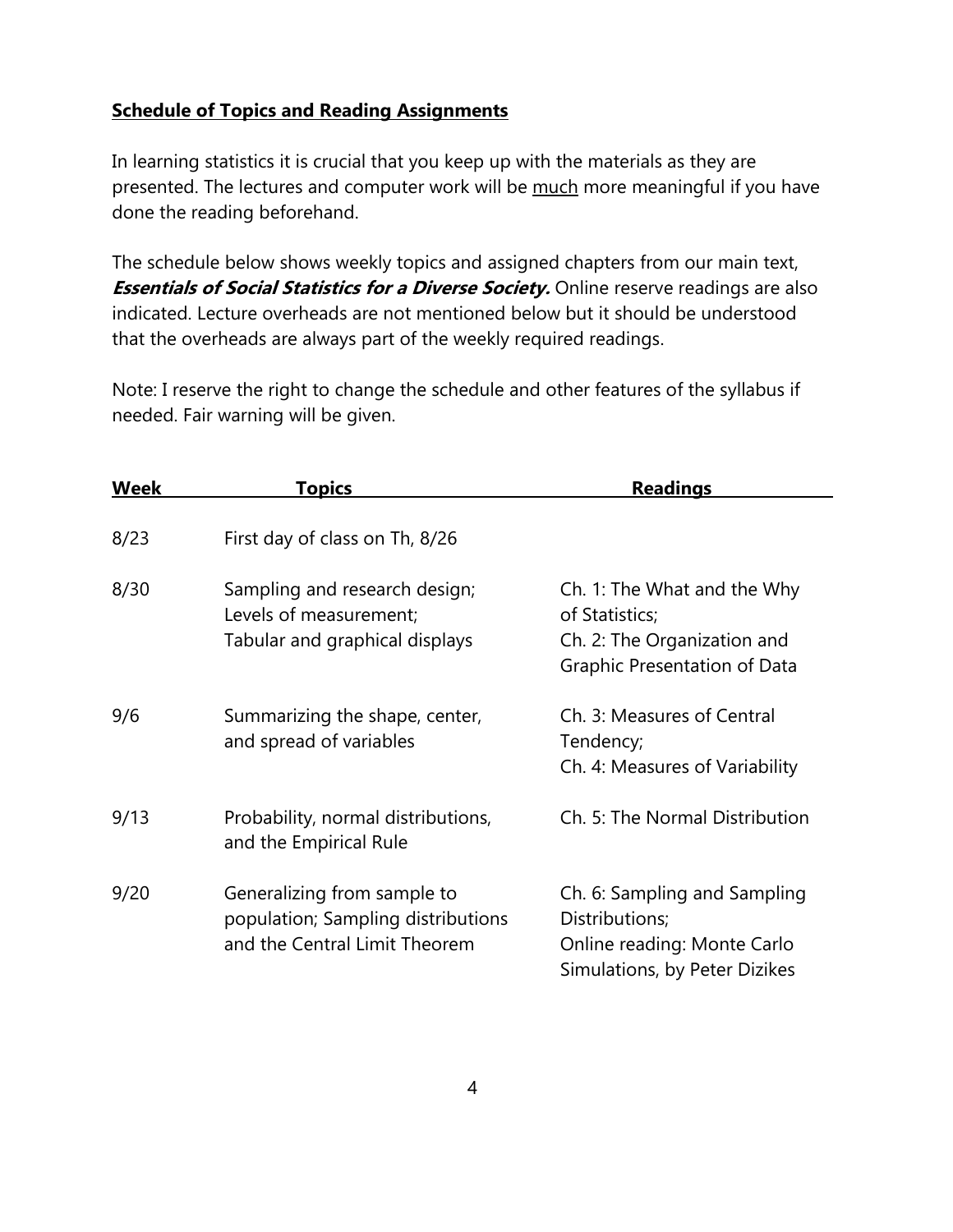## Schedule of Topics and Reading Assignments

In learning statistics it is crucial that you keep up with the materials as they are presented. The lectures and computer work will be <u>much</u> more meaningful if you have done the reading beforehand.

The schedule below shows weekly topics and assigned chapters from our main text, ***Essentials of Social Statistics for a Diverse Society.*** Online reserve readings are also indicated. Lecture overheads are not mentioned below but it should be understood that the overheads are always part of the weekly required readings.

Note: I reserve the right to change the schedule and other features of the syllabus if needed. Fair warning will be given.

| Week | Topics | Readings |
| --- | --- | --- |
| 8/23 | First day of class on Th, 8/26 | |
| 8/30 | Sampling and research design; Levels of measurement; Tabular and graphical displays | Ch. 1: The What and the Why of Statistics; Ch. 2: The Organization and Graphic Presentation of Data |
| 9/6 | Summarizing the shape, center, and spread of variables | Ch. 3: Measures of Central Tendency; Ch. 4: Measures of Variability |
| 9/13 | Probability, normal distributions, and the Empirical Rule | Ch. 5: The Normal Distribution |
| 9/20 | Generalizing from sample to population; Sampling distributions and the Central Limit Theorem | Ch. 6: Sampling and Sampling Distributions; Online reading: Monte Carlo Simulations, by Peter Dizikes |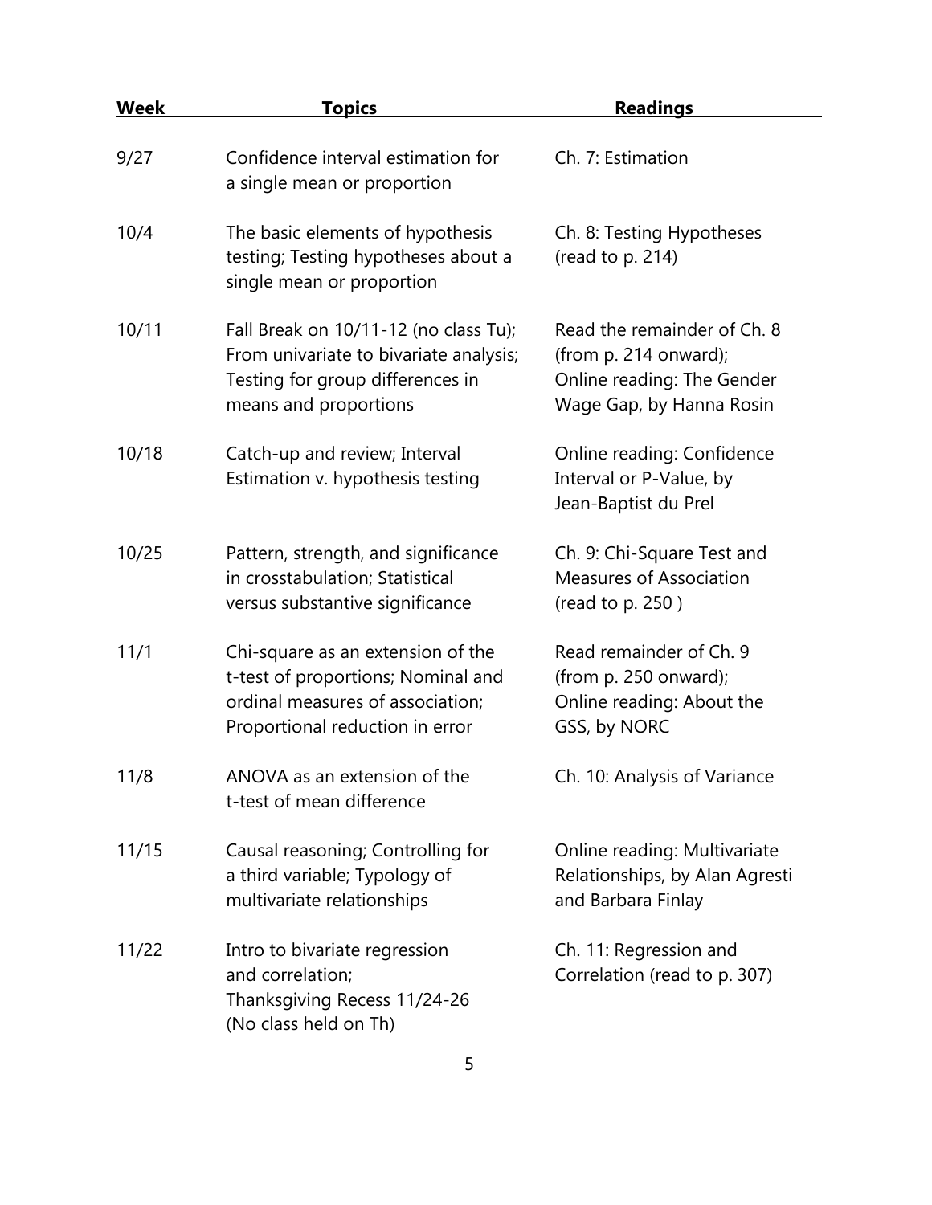| Week | Topics | Readings |
| --- | --- | --- |
| 9/27 | Confidence interval estimation for a single mean or proportion | Ch. 7: Estimation |
| 10/4 | The basic elements of hypothesis testing; Testing hypotheses about a single mean or proportion | Ch. 8: Testing Hypotheses (read to p. 214) |
| 10/11 | Fall Break on 10/11-12 (no class Tu); From univariate to bivariate analysis; Testing for group differences in means and proportions | Read the remainder of Ch. 8 (from p. 214 onward); Online reading: The Gender Wage Gap, by Hanna Rosin |
| 10/18 | Catch-up and review; Interval Estimation v. hypothesis testing | Online reading: Confidence Interval or P-Value, by Jean-Baptist du Prel |
| 10/25 | Pattern, strength, and significance in crosstabulation; Statistical versus substantive significance | Ch. 9: Chi-Square Test and Measures of Association (read to p. 250 ) |
| 11/1 | Chi-square as an extension of the t-test of proportions; Nominal and ordinal measures of association; Proportional reduction in error | Read remainder of Ch. 9 (from p. 250 onward); Online reading: About the GSS, by NORC |
| 11/8 | ANOVA as an extension of the t-test of mean difference | Ch. 10: Analysis of Variance |
| 11/15 | Causal reasoning; Controlling for a third variable; Typology of multivariate relationships | Online reading: Multivariate Relationships, by Alan Agresti and Barbara Finlay |
| 11/22 | Intro to bivariate regression and correlation; Thanksgiving Recess 11/24-26 (No class held on Th) | Ch. 11: Regression and Correlation (read to p. 307) |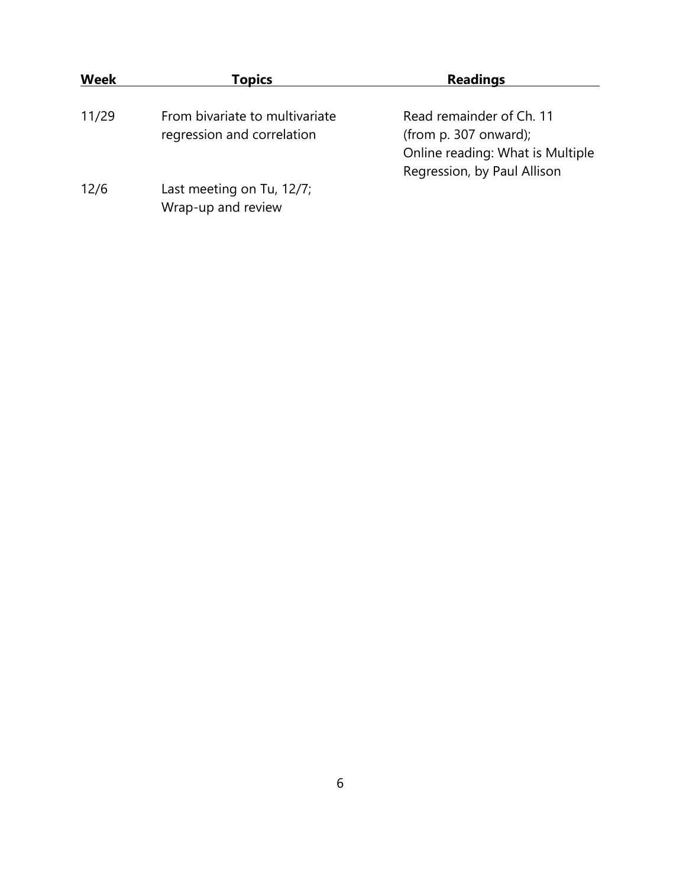| Week | Topics | Readings |
| --- | --- | --- |
| 11/29 | From bivariate to multivariate regression and correlation | Read remainder of Ch. 11 (from p. 307 onward); Online reading: What is Multiple Regression, by Paul Allison |
| 12/6 | Last meeting on Tu, 12/7; Wrap-up and review | |